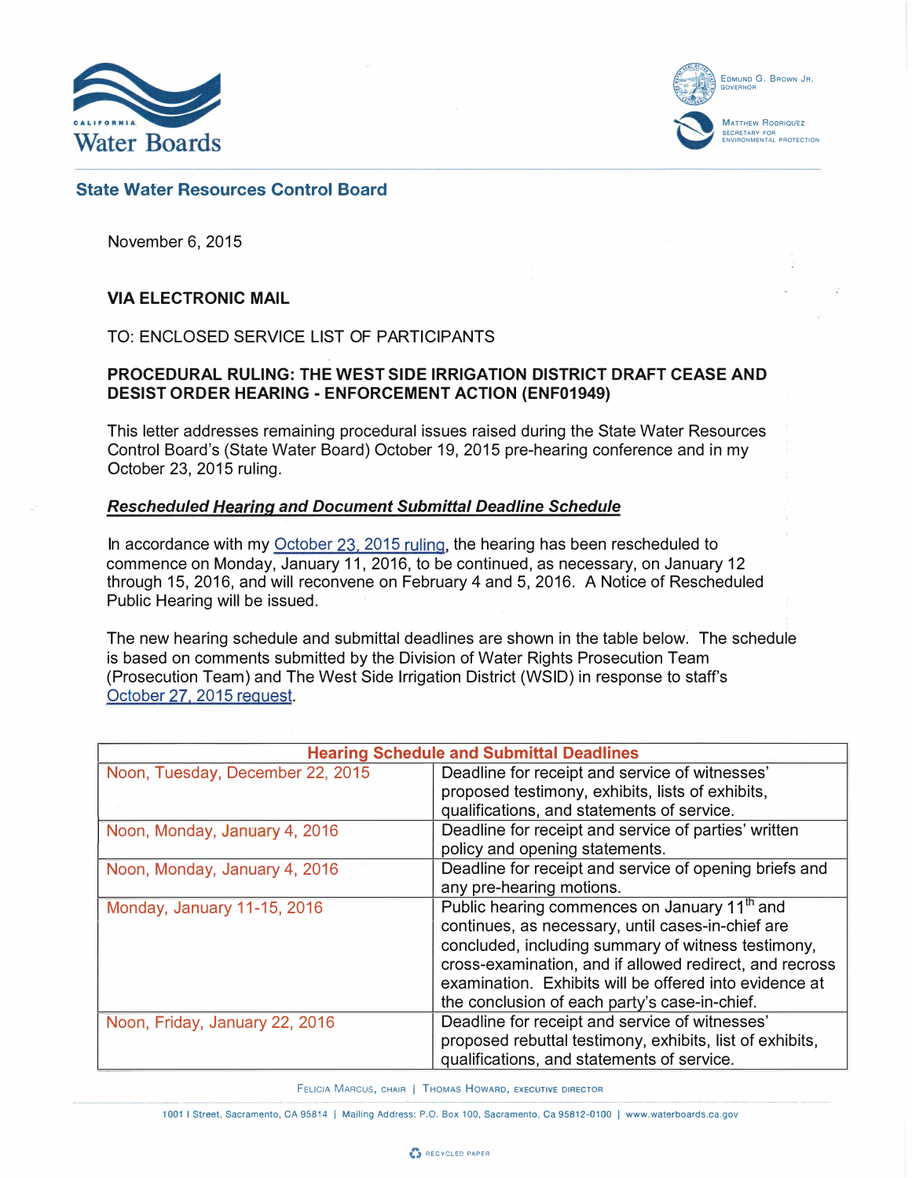California Water Boards

EDMUND G. BROWN JR.
GOVERNOR

MATTHEW RODRIQUEZ
SECRETARY FOR ENVIRONMENTAL PROTECTION

## State Water Resources Control Board

November 6, 2015

**VIA ELECTRONIC MAIL**

TO: ENCLOSED SERVICE LIST OF PARTICIPANTS

**PROCEDURAL RULING: THE WEST SIDE IRRIGATION DISTRICT DRAFT CEASE AND DESIST ORDER HEARING - ENFORCEMENT ACTION (ENF01949)**

This letter addresses remaining procedural issues raised during the State Water Resources Control Board's (State Water Board) October 19, 2015 pre-hearing conference and in my October 23, 2015 ruling.

***Rescheduled Hearing and Document Submittal Deadline Schedule***

In accordance with my October 23, 2015 ruling, the hearing has been rescheduled to commence on Monday, January 11, 2016, to be continued, as necessary, on January 12 through 15, 2016, and will reconvene on February 4 and 5, 2016. A Notice of Rescheduled Public Hearing will be issued.

The new hearing schedule and submittal deadlines are shown in the table below. The schedule is based on comments submitted by the Division of Water Rights Prosecution Team (Prosecution Team) and The West Side Irrigation District (WSID) in response to staff's October 27, 2015 request.

| Hearing Schedule and Submittal Deadlines | |
|---|---|
| Noon, Tuesday, December 22, 2015 | Deadline for receipt and service of witnesses' proposed testimony, exhibits, lists of exhibits, qualifications, and statements of service. |
| Noon, Monday, January 4, 2016 | Deadline for receipt and service of parties' written policy and opening statements. |
| Noon, Monday, January 4, 2016 | Deadline for receipt and service of opening briefs and any pre-hearing motions. |
| Monday, January 11-15, 2016 | Public hearing commences on January 11th and continues, as necessary, until cases-in-chief are concluded, including summary of witness testimony, cross-examination, and if allowed redirect, and recross examination. Exhibits will be offered into evidence at the conclusion of each party's case-in-chief. |
| Noon, Friday, January 22, 2016 | Deadline for receipt and service of witnesses' proposed rebuttal testimony, exhibits, list of exhibits, qualifications, and statements of service. |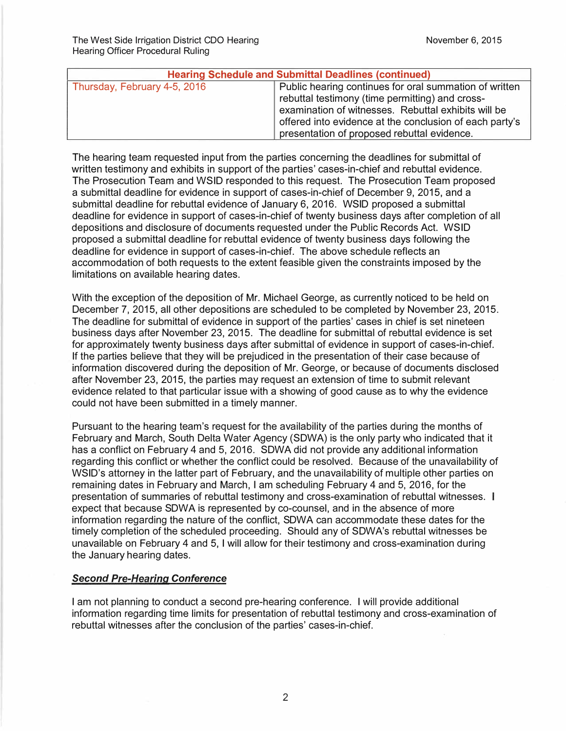| Hearing Schedule and Submittal Deadlines (continued) | |
| --- | --- |
| Thursday, February 4-5, 2016 | Public hearing continues for oral summation of written rebuttal testimony (time permitting) and cross-examination of witnesses. Rebuttal exhibits will be offered into evidence at the conclusion of each party's presentation of proposed rebuttal evidence. |

The hearing team requested input from the parties concerning the deadlines for submittal of written testimony and exhibits in support of the parties' cases-in-chief and rebuttal evidence. The Prosecution Team and WSID responded to this request. The Prosecution Team proposed a submittal deadline for evidence in support of cases-in-chief of December 9, 2015, and a submittal deadline for rebuttal evidence of January 6, 2016. WSID proposed a submittal deadline for evidence in support of cases-in-chief of twenty business days after completion of all depositions and disclosure of documents requested under the Public Records Act. WSID proposed a submittal deadline for rebuttal evidence of twenty business days following the deadline for evidence in support of cases-in-chief. The above schedule reflects an accommodation of both requests to the extent feasible given the constraints imposed by the limitations on available hearing dates.

With the exception of the deposition of Mr. Michael George, as currently noticed to be held on December 7, 2015, all other depositions are scheduled to be completed by November 23, 2015. The deadline for submittal of evidence in support of the parties' cases in chief is set nineteen business days after November 23, 2015. The deadline for submittal of rebuttal evidence is set for approximately twenty business days after submittal of evidence in support of cases-in-chief. If the parties believe that they will be prejudiced in the presentation of their case because of information discovered during the deposition of Mr. George, or because of documents disclosed after November 23, 2015, the parties may request an extension of time to submit relevant evidence related to that particular issue with a showing of good cause as to why the evidence could not have been submitted in a timely manner.

Pursuant to the hearing team's request for the availability of the parties during the months of February and March, South Delta Water Agency (SDWA) is the only party who indicated that it has a conflict on February 4 and 5, 2016. SDWA did not provide any additional information regarding this conflict or whether the conflict could be resolved. Because of the unavailability of WSID's attorney in the latter part of February, and the unavailability of multiple other parties on remaining dates in February and March, I am scheduling February 4 and 5, 2016, for the presentation of summaries of rebuttal testimony and cross-examination of rebuttal witnesses. I expect that because SDWA is represented by co-counsel, and in the absence of more information regarding the nature of the conflict, SDWA can accommodate these dates for the timely completion of the scheduled proceeding. Should any of SDWA's rebuttal witnesses be unavailable on February 4 and 5, I will allow for their testimony and cross-examination during the January hearing dates.

***Second Pre-Hearing Conference***

I am not planning to conduct a second pre-hearing conference. I will provide additional information regarding time limits for presentation of rebuttal testimony and cross-examination of rebuttal witnesses after the conclusion of the parties' cases-in-chief.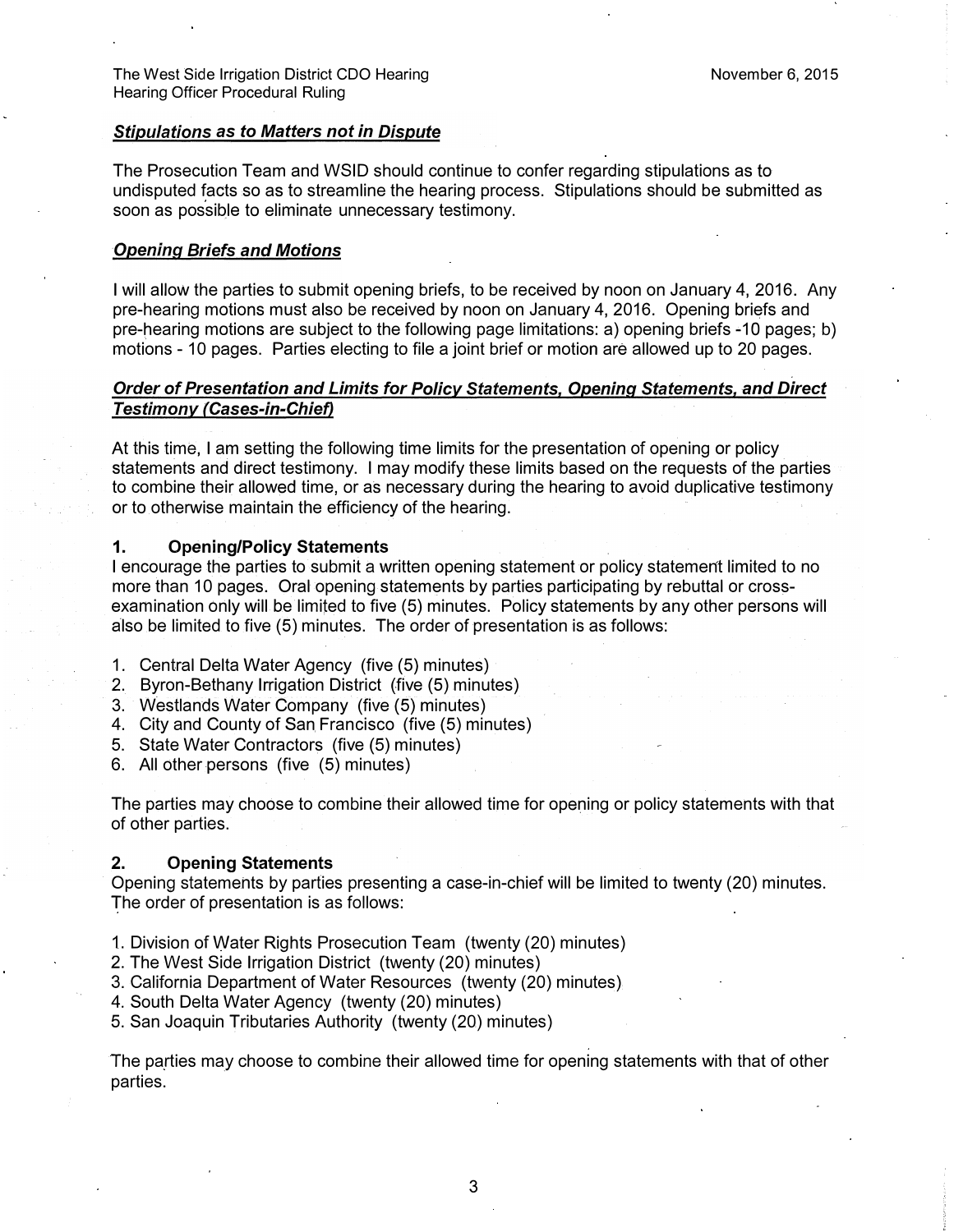### *Stipulations as to Matters not in Dispute*

The Prosecution Team and WSID should continue to confer regarding stipulations as to undisputed facts so as to streamline the hearing process. Stipulations should be submitted as soon as possible to eliminate unnecessary testimony.

### *Opening Briefs and Motions*

I will allow the parties to submit opening briefs, to be received by noon on January 4, 2016. Any pre-hearing motions must also be received by noon on January 4, 2016. Opening briefs and pre-hearing motions are subject to the following page limitations: a) opening briefs -10 pages; b) motions - 10 pages. Parties electing to file a joint brief or motion are allowed up to 20 pages.

### *Order of Presentation and Limits for Policy Statements, Opening Statements, and Direct Testimony (Cases-in-Chief)*

At this time, I am setting the following time limits for the presentation of opening or policy statements and direct testimony. I may modify these limits based on the requests of the parties to combine their allowed time, or as necessary during the hearing to avoid duplicative testimony or to otherwise maintain the efficiency of the hearing.

#### 1. Opening/Policy Statements

I encourage the parties to submit a written opening statement or policy statement limited to no more than 10 pages. Oral opening statements by parties participating by rebuttal or cross-examination only will be limited to five (5) minutes. Policy statements by any other persons will also be limited to five (5) minutes. The order of presentation is as follows:

1. Central Delta Water Agency (five (5) minutes)
2. Byron-Bethany Irrigation District (five (5) minutes)
3. Westlands Water Company (five (5) minutes)
4. City and County of San Francisco (five (5) minutes)
5. State Water Contractors (five (5) minutes)
6. All other persons (five (5) minutes)

The parties may choose to combine their allowed time for opening or policy statements with that of other parties.

#### 2. Opening Statements

Opening statements by parties presenting a case-in-chief will be limited to twenty (20) minutes. The order of presentation is as follows:

1. Division of Water Rights Prosecution Team (twenty (20) minutes)
2. The West Side Irrigation District (twenty (20) minutes)
3. California Department of Water Resources (twenty (20) minutes)
4. South Delta Water Agency (twenty (20) minutes)
5. San Joaquin Tributaries Authority (twenty (20) minutes)

The parties may choose to combine their allowed time for opening statements with that of other parties.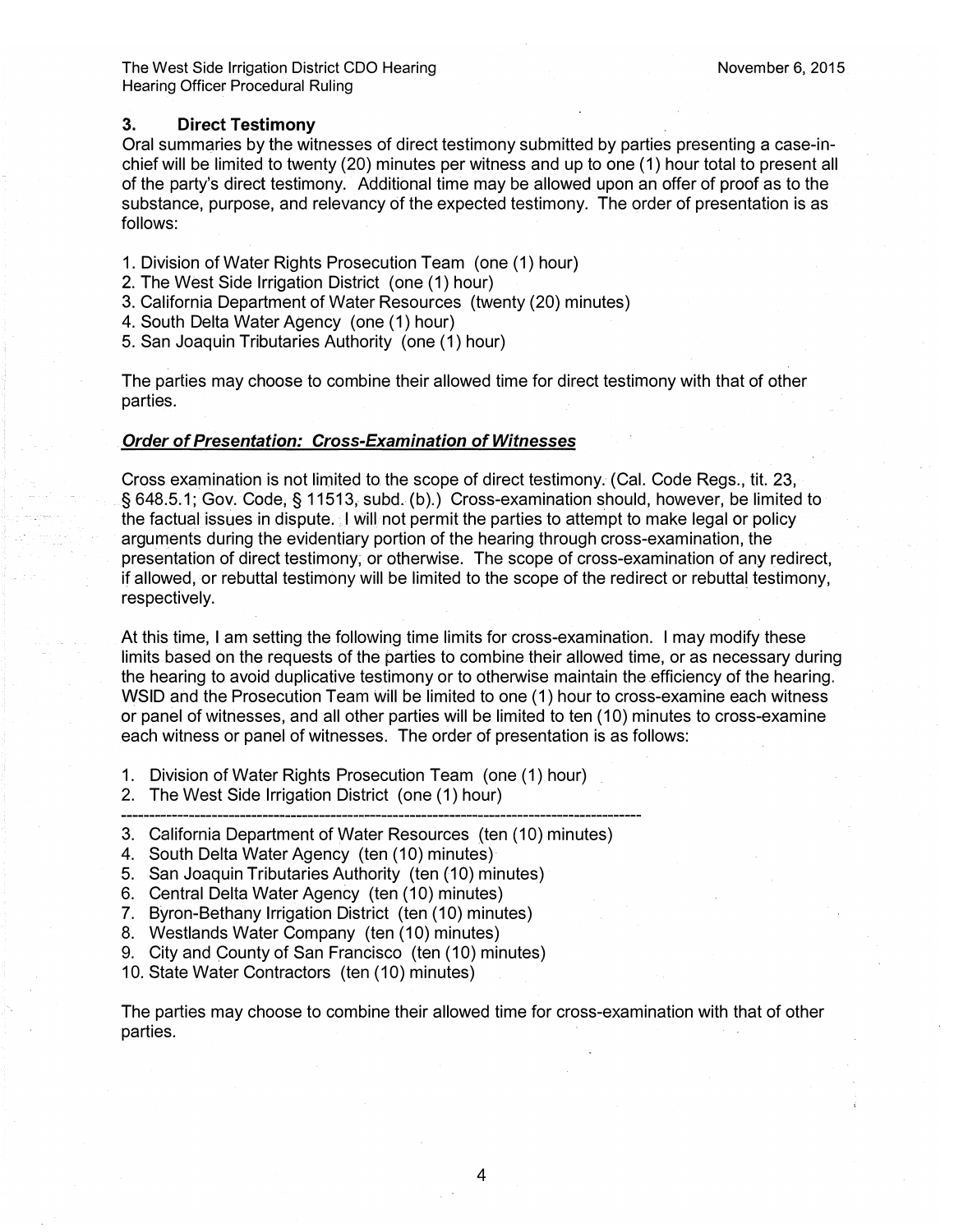### 3. Direct Testimony

Oral summaries by the witnesses of direct testimony submitted by parties presenting a case-in-chief will be limited to twenty (20) minutes per witness and up to one (1) hour total to present all of the party's direct testimony. Additional time may be allowed upon an offer of proof as to the substance, purpose, and relevancy of the expected testimony. The order of presentation is as follows:

1. Division of Water Rights Prosecution Team (one (1) hour)
2. The West Side Irrigation District (one (1) hour)
3. California Department of Water Resources (twenty (20) minutes)
4. South Delta Water Agency (one (1) hour)
5. San Joaquin Tributaries Authority (one (1) hour)

The parties may choose to combine their allowed time for direct testimony with that of other parties.

***Order of Presentation: Cross-Examination of Witnesses***

Cross examination is not limited to the scope of direct testimony. (Cal. Code Regs., tit. 23, § 648.5.1; Gov. Code, § 11513, subd. (b).) Cross-examination should, however, be limited to the factual issues in dispute. I will not permit the parties to attempt to make legal or policy arguments during the evidentiary portion of the hearing through cross-examination, the presentation of direct testimony, or otherwise. The scope of cross-examination of any redirect, if allowed, or rebuttal testimony will be limited to the scope of the redirect or rebuttal testimony, respectively.

At this time, I am setting the following time limits for cross-examination. I may modify these limits based on the requests of the parties to combine their allowed time, or as necessary during the hearing to avoid duplicative testimony or to otherwise maintain the efficiency of the hearing. WSID and the Prosecution Team will be limited to one (1) hour to cross-examine each witness or panel of witnesses, and all other parties will be limited to ten (10) minutes to cross-examine each witness or panel of witnesses. The order of presentation is as follows:

1. Division of Water Rights Prosecution Team (one (1) hour)
2. The West Side Irrigation District (one (1) hour)

---

3. California Department of Water Resources (ten (10) minutes)
4. South Delta Water Agency (ten (10) minutes)
5. San Joaquin Tributaries Authority (ten (10) minutes)
6. Central Delta Water Agency (ten (10) minutes)
7. Byron-Bethany Irrigation District (ten (10) minutes)
8. Westlands Water Company (ten (10) minutes)
9. City and County of San Francisco (ten (10) minutes)
10. State Water Contractors (ten (10) minutes)

The parties may choose to combine their allowed time for cross-examination with that of other parties.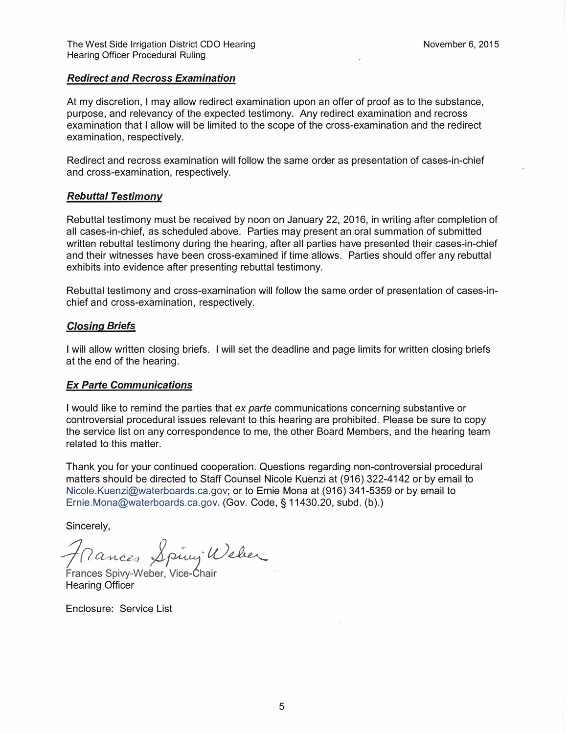### ***Redirect and Recross Examination***

At my discretion, I may allow redirect examination upon an offer of proof as to the substance, purpose, and relevancy of the expected testimony. Any redirect examination and recross examination that I allow will be limited to the scope of the cross-examination and the redirect examination, respectively.

Redirect and recross examination will follow the same order as presentation of cases-in-chief and cross-examination, respectively.

### ***Rebuttal Testimony***

Rebuttal testimony must be received by noon on January 22, 2016, in writing after completion of all cases-in-chief, as scheduled above. Parties may present an oral summation of submitted written rebuttal testimony during the hearing, after all parties have presented their cases-in-chief and their witnesses have been cross-examined if time allows. Parties should offer any rebuttal exhibits into evidence after presenting rebuttal testimony.

Rebuttal testimony and cross-examination will follow the same order of presentation of cases-in-chief and cross-examination, respectively.

### ***Closing Briefs***

I will allow written closing briefs. I will set the deadline and page limits for written closing briefs at the end of the hearing.

### ***Ex Parte Communications***

I would like to remind the parties that *ex parte* communications concerning substantive or controversial procedural issues relevant to this hearing are prohibited. Please be sure to copy the service list on any correspondence to me, the other Board Members, and the hearing team related to this matter.

Thank you for your continued cooperation. Questions regarding non-controversial procedural matters should be directed to Staff Counsel Nicole Kuenzi at (916) 322-4142 or by email to Nicole.Kuenzi@waterboards.ca.gov; or to Ernie Mona at (916) 341-5359 or by email to Ernie.Mona@waterboards.ca.gov. (Gov. Code, § 11430.20, subd. (b).)

Sincerely,

Frances Spivy-Weber

Frances Spivy-Weber, Vice-Chair
Hearing Officer

Enclosure: Service List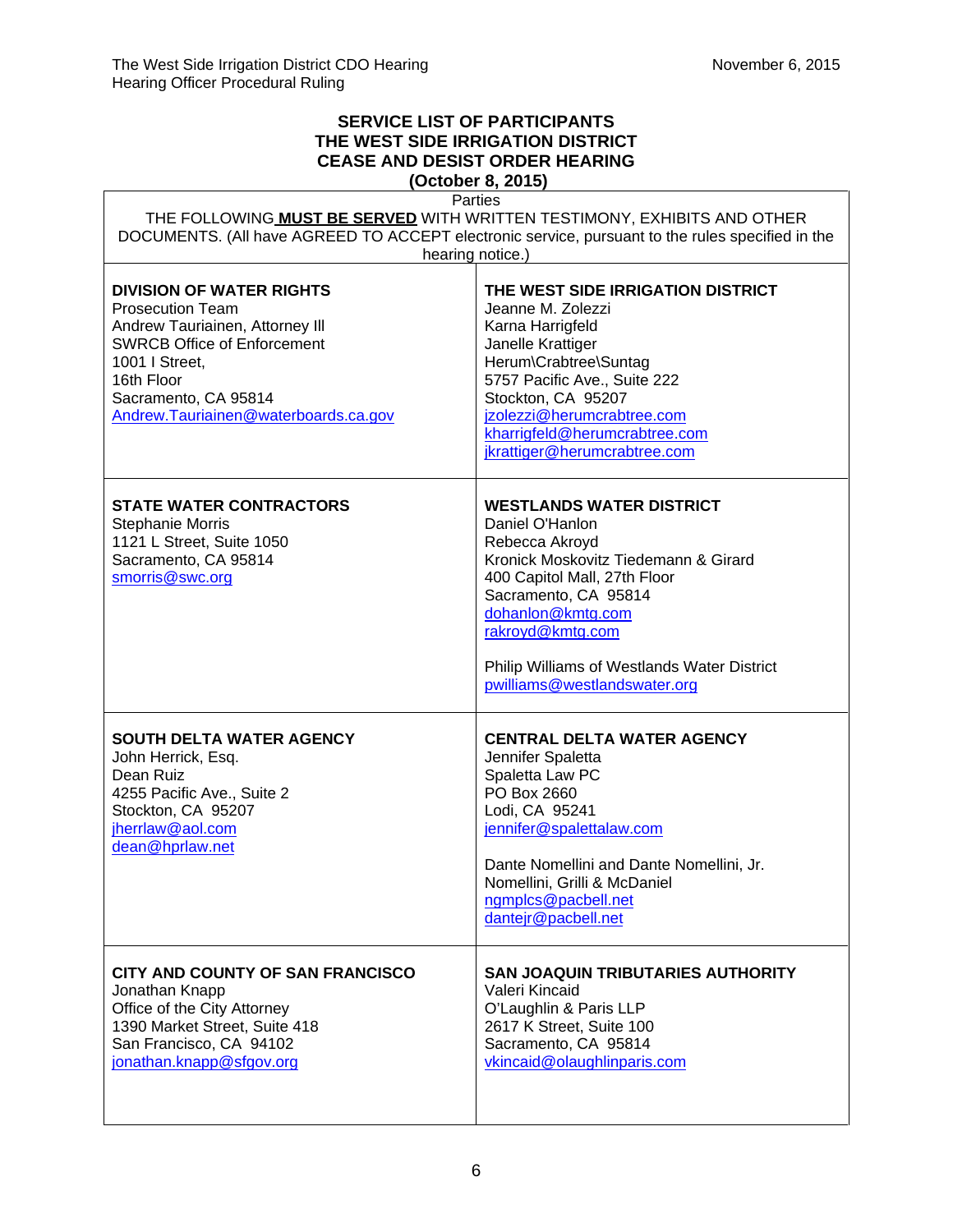**SERVICE LIST OF PARTICIPANTS**
**THE WEST SIDE IRRIGATION DISTRICT**
**CEASE AND DESIST ORDER HEARING**
**(October 8, 2015)**

| Parties | |
|---|---|
| THE FOLLOWING **MUST BE SERVED** WITH WRITTEN TESTIMONY, EXHIBITS AND OTHER DOCUMENTS. (All have AGREED TO ACCEPT electronic service, pursuant to the rules specified in the hearing notice.) | |
| **DIVISION OF WATER RIGHTS**<br>Prosecution Team<br>Andrew Tauriainen, Attorney III<br>SWRCB Office of Enforcement<br>1001 I Street,<br>16th Floor<br>Sacramento, CA 95814<br>Andrew.Tauriainen@waterboards.ca.gov | **THE WEST SIDE IRRIGATION DISTRICT**<br>Jeanne M. Zolezzi<br>Karna Harrigfeld<br>Janelle Krattiger<br>Herum\Crabtree\Suntag<br>5757 Pacific Ave., Suite 222<br>Stockton, CA 95207<br>jzolezzi@herumcrabtree.com<br>kharrigfeld@herumcrabtree.com<br>jkrattiger@herumcrabtree.com |
| **STATE WATER CONTRACTORS**<br>Stephanie Morris<br>1121 L Street, Suite 1050<br>Sacramento, CA 95814<br>smorris@swc.org | **WESTLANDS WATER DISTRICT**<br>Daniel O'Hanlon<br>Rebecca Akroyd<br>Kronick Moskovitz Tiedemann & Girard<br>400 Capitol Mall, 27th Floor<br>Sacramento, CA 95814<br>dohanlon@kmtg.com<br>rakroyd@kmtg.com<br><br>Philip Williams of Westlands Water District<br>pwilliams@westlandswater.org |
| **SOUTH DELTA WATER AGENCY**<br>John Herrick, Esq.<br>Dean Ruiz<br>4255 Pacific Ave., Suite 2<br>Stockton, CA 95207<br>jherrlaw@aol.com<br>dean@hprlaw.net | **CENTRAL DELTA WATER AGENCY**<br>Jennifer Spaletta<br>Spaletta Law PC<br>PO Box 2660<br>Lodi, CA 95241<br>jennifer@spalettalaw.com<br><br>Dante Nomellini and Dante Nomellini, Jr.<br>Nomellini, Grilli & McDaniel<br>ngmplcs@pacbell.net<br>dantejr@pacbell.net |
| **CITY AND COUNTY OF SAN FRANCISCO**<br>Jonathan Knapp<br>Office of the City Attorney<br>1390 Market Street, Suite 418<br>San Francisco, CA 94102<br>jonathan.knapp@sfgov.org | **SAN JOAQUIN TRIBUTARIES AUTHORITY**<br>Valeri Kincaid<br>O'Laughlin & Paris LLP<br>2617 K Street, Suite 100<br>Sacramento, CA 95814<br>vkincaid@olaughlinparis.com |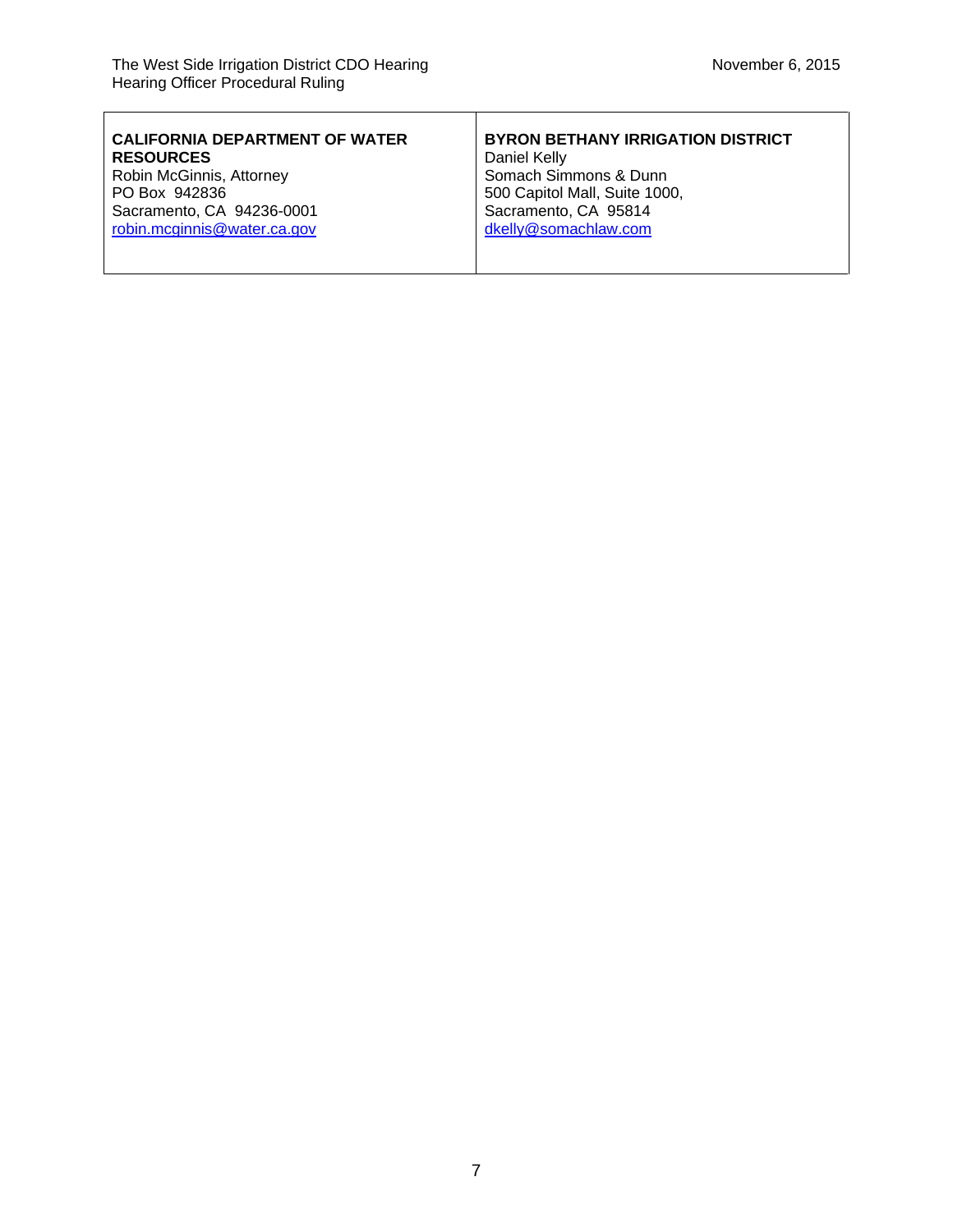| | |
|---|---|
| **CALIFORNIA DEPARTMENT OF WATER RESOURCES**<br>Robin McGinnis, Attorney<br>PO Box 942836<br>Sacramento, CA 94236-0001<br>robin.mcginnis@water.ca.gov | **BYRON BETHANY IRRIGATION DISTRICT**<br>Daniel Kelly<br>Somach Simmons & Dunn<br>500 Capitol Mall, Suite 1000,<br>Sacramento, CA 95814<br>dkelly@somachlaw.com |